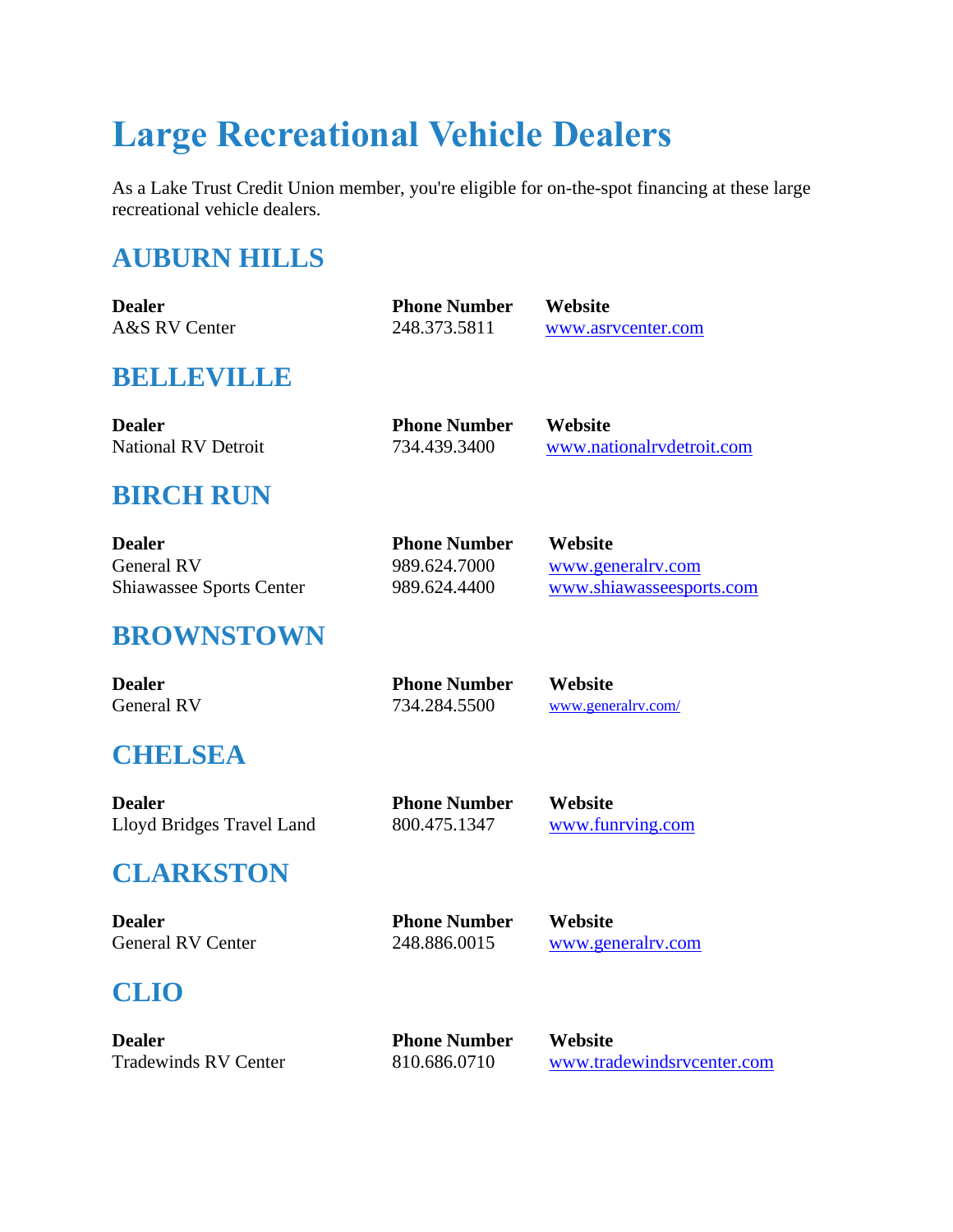# Large Recreational Vehicle Dealers

As a Lake Trust Credit Union member, you're eligible for on-the-spot financing at these large recreational vehicle dealers.

## AUBURN HILLS

| Dealer | Phone Number | Website |
|---|---|---|
| A&S RV Center | 248.373.5811 | www.asrvcenter.com |

## BELLEVILLE

| Dealer | Phone Number | Website |
|---|---|---|
| National RV Detroit | 734.439.3400 | www.nationalrvdetroit.com |

## BIRCH RUN

| Dealer | Phone Number | Website |
|---|---|---|
| General RV | 989.624.7000 | www.generalrv.com |
| Shiawassee Sports Center | 989.624.4400 | www.shiawasseesports.com |

## BROWNSTOWN

| Dealer | Phone Number | Website |
|---|---|---|
| General RV | 734.284.5500 | www.generalrv.com/ |

## CHELSEA

| Dealer | Phone Number | Website |
|---|---|---|
| Lloyd Bridges Travel Land | 800.475.1347 | www.funrving.com |

## CLARKSTON

| Dealer | Phone Number | Website |
|---|---|---|
| General RV Center | 248.886.0015 | www.generalrv.com |

## CLIO

| Dealer | Phone Number | Website |
|---|---|---|
| Tradewinds RV Center | 810.686.0710 | www.tradewindsrvcenter.com |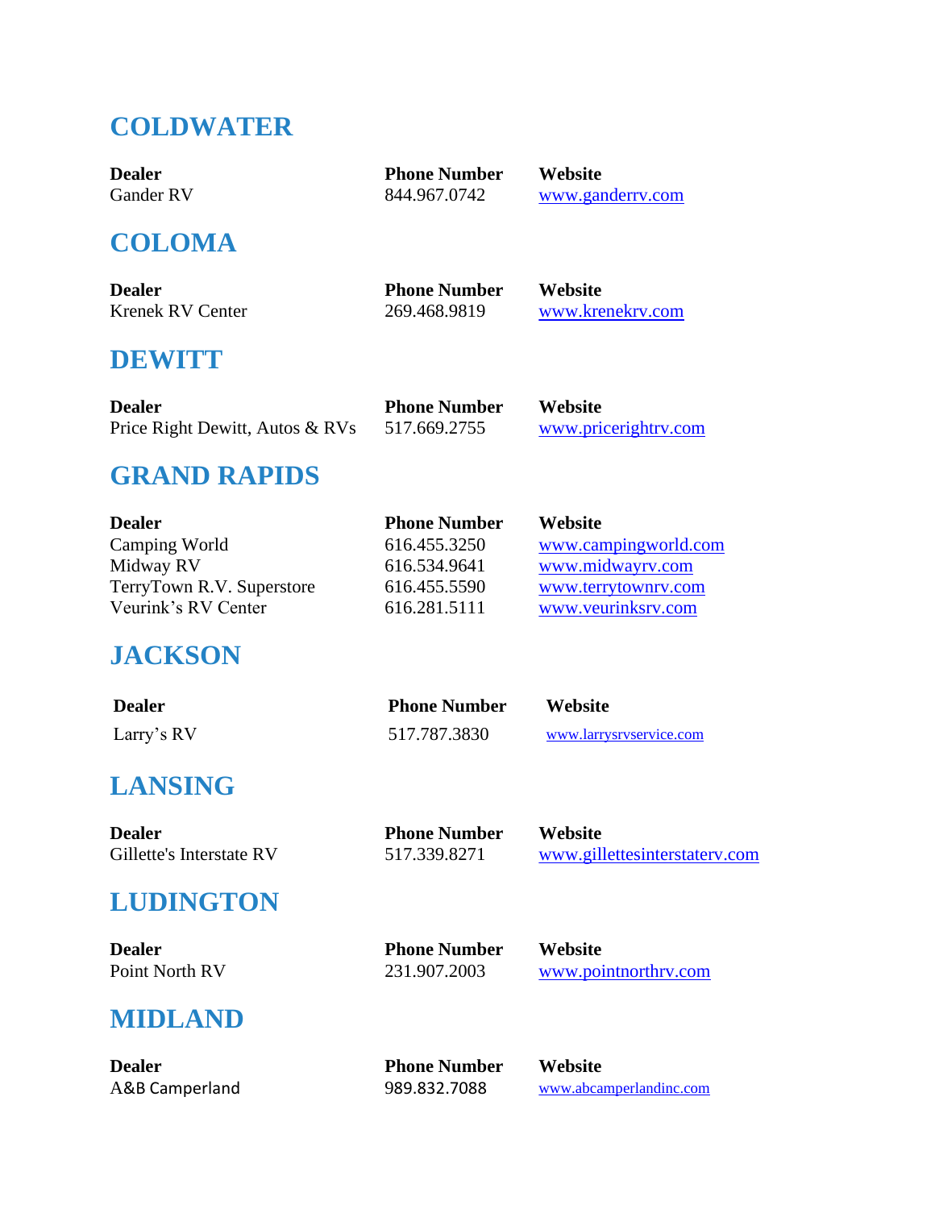## COLDWATER

| Dealer | Phone Number | Website |
| --- | --- | --- |
| Gander RV | 844.967.0742 | www.ganderrv.com |

## COLOMA

| Dealer | Phone Number | Website |
| --- | --- | --- |
| Krenek RV Center | 269.468.9819 | www.krenekrv.com |

## DEWITT

| Dealer | Phone Number | Website |
| --- | --- | --- |
| Price Right Dewitt, Autos & RVs | 517.669.2755 | www.pricerightrv.com |

## GRAND RAPIDS

| Dealer | Phone Number | Website |
| --- | --- | --- |
| Camping World | 616.455.3250 | www.campingworld.com |
| Midway RV | 616.534.9641 | www.midwayrv.com |
| TerryTown R.V. Superstore | 616.455.5590 | www.terrytownrv.com |
| Veurink's RV Center | 616.281.5111 | www.veurinksrv.com |

## JACKSON

| Dealer | Phone Number | Website |
| --- | --- | --- |
| Larry's RV | 517.787.3830 | www.larrysrvservice.com |

## LANSING

| Dealer | Phone Number | Website |
| --- | --- | --- |
| Gillette's Interstate RV | 517.339.8271 | www.gillettesinterstaterv.com |

## LUDINGTON

| Dealer | Phone Number | Website |
| --- | --- | --- |
| Point North RV | 231.907.2003 | www.pointnorthrv.com |

## MIDLAND

| Dealer | Phone Number | Website |
| --- | --- | --- |
| A&B Camperland | 989.832.7088 | www.abcamperlandinc.com |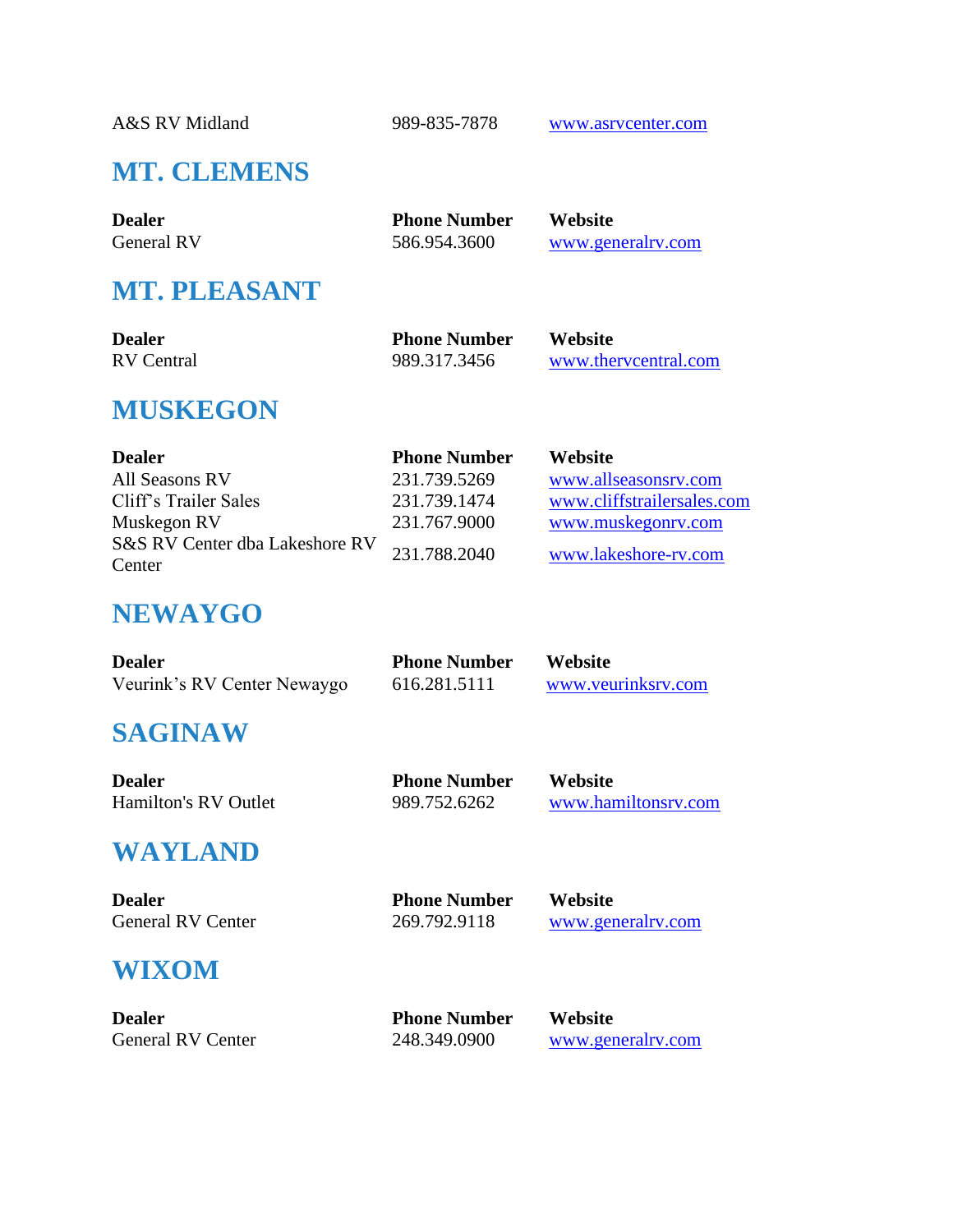| | | |
|---|---|---|
| A&S RV Midland | 989-835-7878 | www.asrvcenter.com |

## MT. CLEMENS

| Dealer | Phone Number | Website |
|---|---|---|
| General RV | 586.954.3600 | www.generalrv.com |

## MT. PLEASANT

| Dealer | Phone Number | Website |
|---|---|---|
| RV Central | 989.317.3456 | www.thervcentral.com |

## MUSKEGON

| Dealer | Phone Number | Website |
|---|---|---|
| All Seasons RV | 231.739.5269 | www.allseasonsrv.com |
| Cliff's Trailer Sales | 231.739.1474 | www.cliffstrailersales.com |
| Muskegon RV | 231.767.9000 | www.muskegonrv.com |
| S&S RV Center dba Lakeshore RV Center | 231.788.2040 | www.lakeshore-rv.com |

## NEWAYGO

| Dealer | Phone Number | Website |
|---|---|---|
| Veurink's RV Center Newaygo | 616.281.5111 | www.veurinksrv.com |

## SAGINAW

| Dealer | Phone Number | Website |
|---|---|---|
| Hamilton's RV Outlet | 989.752.6262 | www.hamiltonsrv.com |

## WAYLAND

| Dealer | Phone Number | Website |
|---|---|---|
| General RV Center | 269.792.9118 | www.generalrv.com |

## WIXOM

| Dealer | Phone Number | Website |
|---|---|---|
| General RV Center | 248.349.0900 | www.generalrv.com |